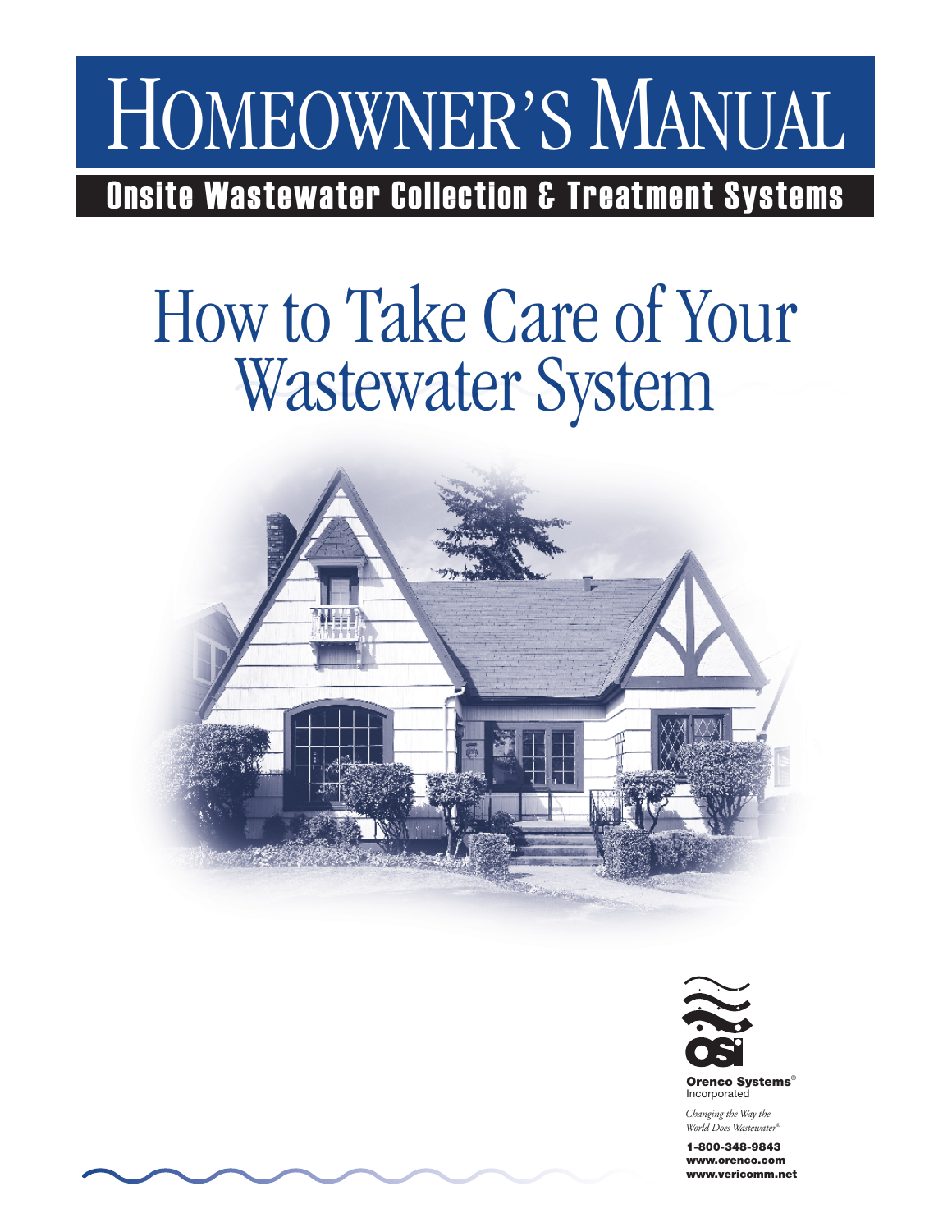# Homeowner's Manual

**Onsite Wastewater Collection & Treatment Systems**

## How to Take Care of Your Wastewater System

**Orenco Systems®** Incorporated

*Changing the Way the World Does Wastewater®*

**1-800-348-9843**
**www.orenco.com**
**www.vericomm.net**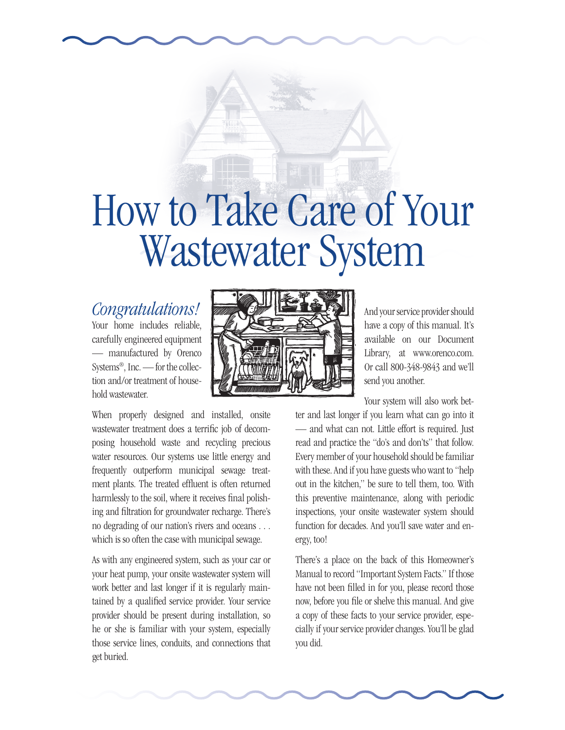# How to Take Care of Your Wastewater System

*Congratulations!* Your home includes reliable, carefully engineered equipment — manufactured by Orenco Systems®, Inc. — for the collection and/or treatment of household wastewater.

When properly designed and installed, onsite wastewater treatment does a terrific job of decomposing household waste and recycling precious water resources. Our systems use little energy and frequently outperform municipal sewage treatment plants. The treated effluent is often returned harmlessly to the soil, where it receives final polishing and filtration for groundwater recharge. There's no degrading of our nation's rivers and oceans . . . which is so often the case with municipal sewage.

As with any engineered system, such as your car or your heat pump, your onsite wastewater system will work better and last longer if it is regularly maintained by a qualified service provider. Your service provider should be present during installation, so he or she is familiar with your system, especially those service lines, conduits, and connections that get buried.

And your service provider should have a copy of this manual. It's available on our Document Library, at www.orenco.com. Or call 800-348-9843 and we'll send you another.

Your system will also work better and last longer if you learn what can go into it — and what can not. Little effort is required. Just read and practice the "do's and don'ts" that follow. Every member of your household should be familiar with these. And if you have guests who want to "help out in the kitchen," be sure to tell them, too. With this preventive maintenance, along with periodic inspections, your onsite wastewater system should function for decades. And you'll save water and energy, too!

There's a place on the back of this Homeowner's Manual to record "Important System Facts." If those have not been filled in for you, please record those now, before you file or shelve this manual. And give a copy of these facts to your service provider, especially if your service provider changes. You'll be glad you did.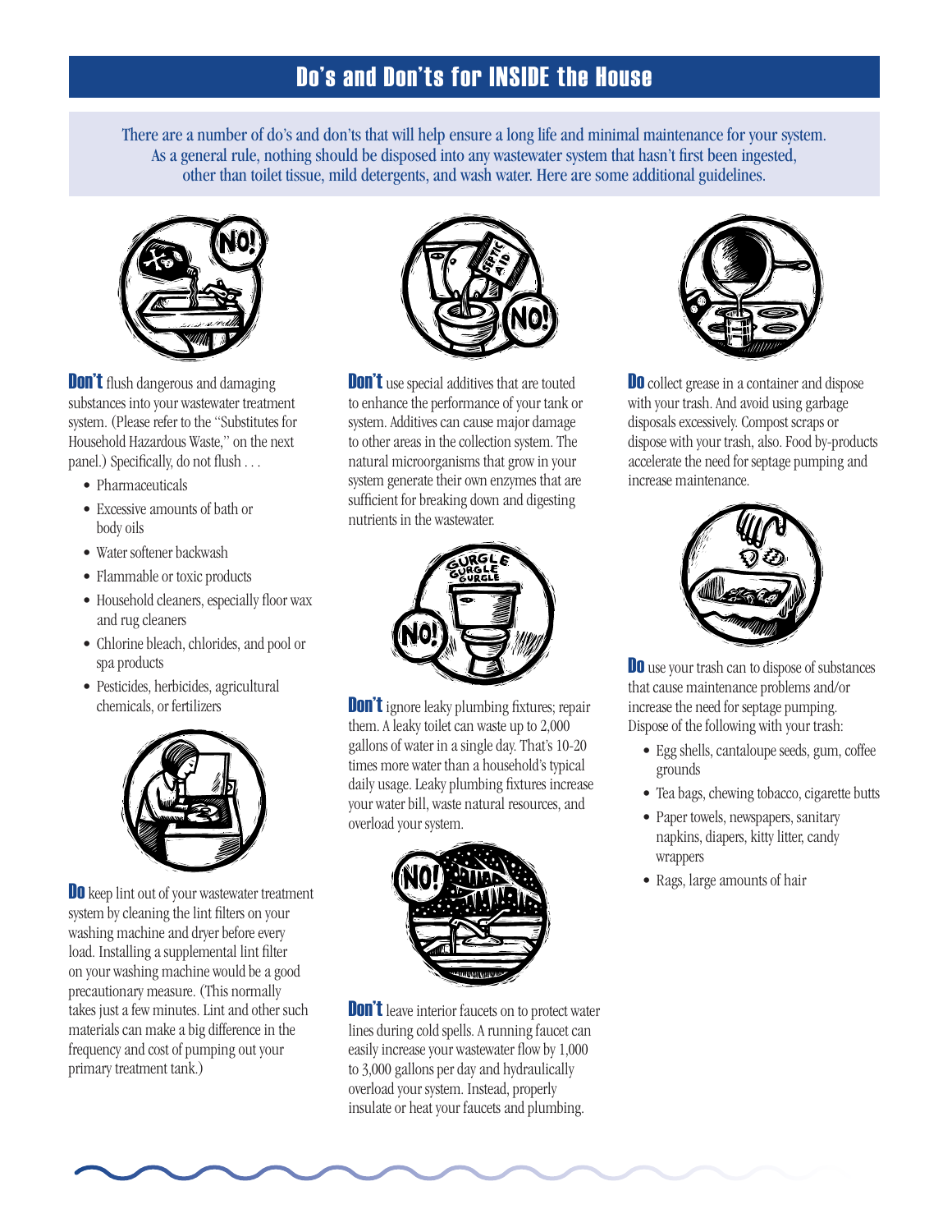## Do's and Don'ts for INSIDE the House

There are a number of do's and don'ts that will help ensure a long life and minimal maintenance for your system. As a general rule, nothing should be disposed into any wastewater system that hasn't first been ingested, other than toilet tissue, mild detergents, and wash water. Here are some additional guidelines.

**Don't** flush dangerous and damaging substances into your wastewater treatment system. (Please refer to the "Substitutes for Household Hazardous Waste," on the next panel.) Specifically, do not flush . . .

- Pharmaceuticals
- Excessive amounts of bath or body oils
- Water softener backwash
- Flammable or toxic products
- Household cleaners, especially floor wax and rug cleaners
- Chlorine bleach, chlorides, and pool or spa products
- Pesticides, herbicides, agricultural chemicals, or fertilizers

**Do** keep lint out of your wastewater treatment system by cleaning the lint filters on your washing machine and dryer before every load. Installing a supplemental lint filter on your washing machine would be a good precautionary measure. (This normally takes just a few minutes. Lint and other such materials can make a big difference in the frequency and cost of pumping out your primary treatment tank.)

**Don't** use special additives that are touted to enhance the performance of your tank or system. Additives can cause major damage to other areas in the collection system. The natural microorganisms that grow in your system generate their own enzymes that are sufficient for breaking down and digesting nutrients in the wastewater.

**Don't** ignore leaky plumbing fixtures; repair them. A leaky toilet can waste up to 2,000 gallons of water in a single day. That's 10-20 times more water than a household's typical daily usage. Leaky plumbing fixtures increase your water bill, waste natural resources, and overload your system.

**Don't** leave interior faucets on to protect water lines during cold spells. A running faucet can easily increase your wastewater flow by 1,000 to 3,000 gallons per day and hydraulically overload your system. Instead, properly insulate or heat your faucets and plumbing.

**Do** collect grease in a container and dispose with your trash. And avoid using garbage disposals excessively. Compost scraps or dispose with your trash, also. Food by-products accelerate the need for septage pumping and increase maintenance.

**Do** use your trash can to dispose of substances that cause maintenance problems and/or increase the need for septage pumping. Dispose of the following with your trash:

- Egg shells, cantaloupe seeds, gum, coffee grounds
- Tea bags, chewing tobacco, cigarette butts
- Paper towels, newspapers, sanitary napkins, diapers, kitty litter, candy wrappers
- Rags, large amounts of hair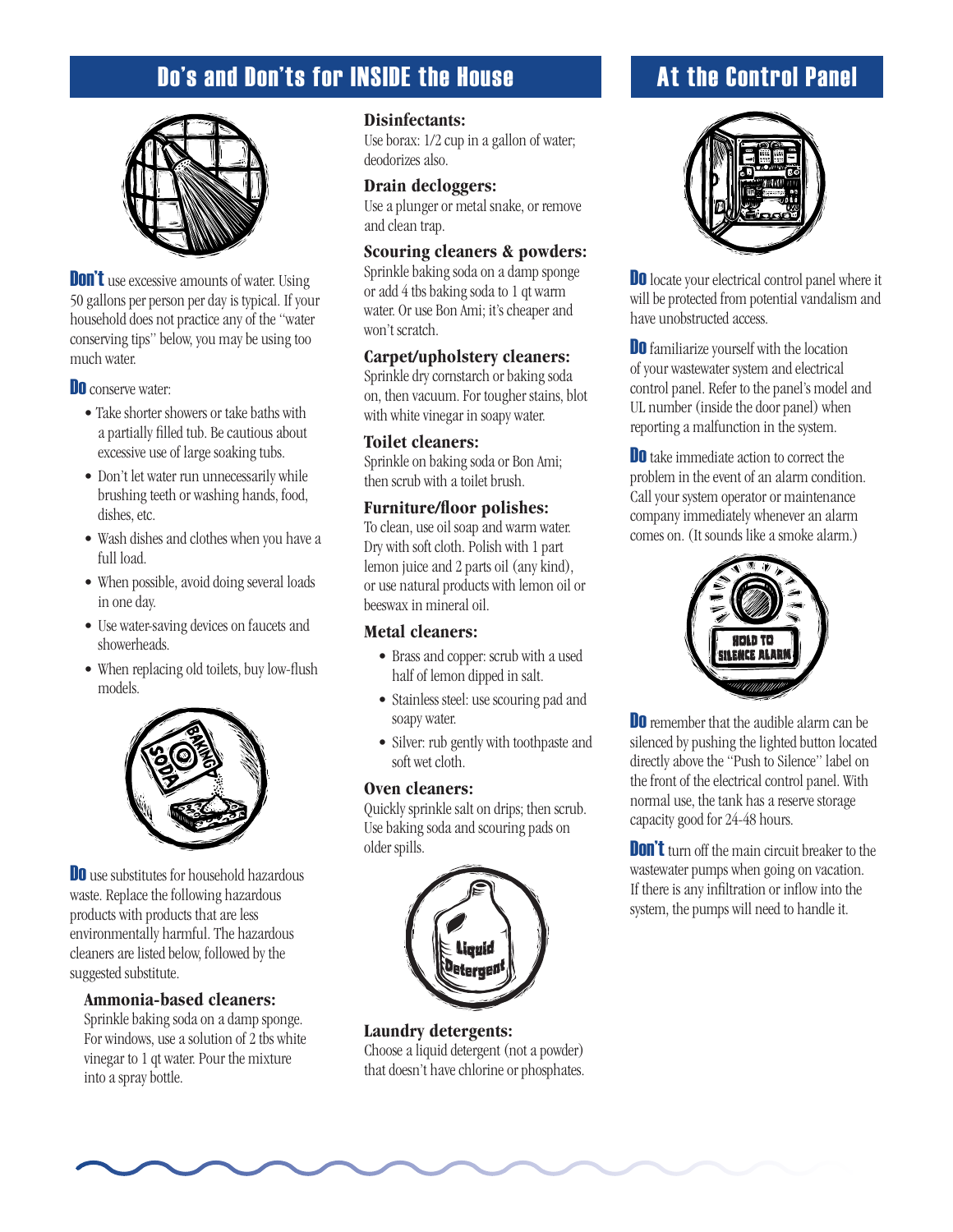## Do's and Don'ts for INSIDE the House

**Don't** use excessive amounts of water. Using 50 gallons per person per day is typical. If your household does not practice any of the "water conserving tips" below, you may be using too much water.

**Do** conserve water:

- Take shorter showers or take baths with a partially filled tub. Be cautious about excessive use of large soaking tubs.
- Don't let water run unnecessarily while brushing teeth or washing hands, food, dishes, etc.
- Wash dishes and clothes when you have a full load.
- When possible, avoid doing several loads in one day.
- Use water-saving devices on faucets and showerheads.
- When replacing old toilets, buy low-flush models.

**Do** use substitutes for household hazardous waste. Replace the following hazardous products with products that are less environmentally harmful. The hazardous cleaners are listed below, followed by the suggested substitute.

**Ammonia-based cleaners:**
Sprinkle baking soda on a damp sponge. For windows, use a solution of 2 tbs white vinegar to 1 qt water. Pour the mixture into a spray bottle.

**Disinfectants:**
Use borax: 1/2 cup in a gallon of water; deodorizes also.

**Drain decloggers:**
Use a plunger or metal snake, or remove and clean trap.

**Scouring cleaners & powders:**
Sprinkle baking soda on a damp sponge or add 4 tbs baking soda to 1 qt warm water. Or use Bon Ami; it's cheaper and won't scratch.

**Carpet/upholstery cleaners:**
Sprinkle dry cornstarch or baking soda on, then vacuum. For tougher stains, blot with white vinegar in soapy water.

**Toilet cleaners:**
Sprinkle on baking soda or Bon Ami; then scrub with a toilet brush.

**Furniture/floor polishes:**
To clean, use oil soap and warm water. Dry with soft cloth. Polish with 1 part lemon juice and 2 parts oil (any kind), or use natural products with lemon oil or beeswax in mineral oil.

**Metal cleaners:**

- Brass and copper: scrub with a used half of lemon dipped in salt.
- Stainless steel: use scouring pad and soapy water.
- Silver: rub gently with toothpaste and soft wet cloth.

**Oven cleaners:**
Quickly sprinkle salt on drips; then scrub. Use baking soda and scouring pads on older spills.

**Laundry detergents:**
Choose a liquid detergent (not a powder) that doesn't have chlorine or phosphates.

## At the Control Panel

**Do** locate your electrical control panel where it will be protected from potential vandalism and have unobstructed access.

**Do** familiarize yourself with the location of your wastewater system and electrical control panel. Refer to the panel's model and UL number (inside the door panel) when reporting a malfunction in the system.

**Do** take immediate action to correct the problem in the event of an alarm condition. Call your system operator or maintenance company immediately whenever an alarm comes on. (It sounds like a smoke alarm.)

**Do** remember that the audible alarm can be silenced by pushing the lighted button located directly above the "Push to Silence" label on the front of the electrical control panel. With normal use, the tank has a reserve storage capacity good for 24-48 hours.

**Don't** turn off the main circuit breaker to the wastewater pumps when going on vacation. If there is any infiltration or inflow into the system, the pumps will need to handle it.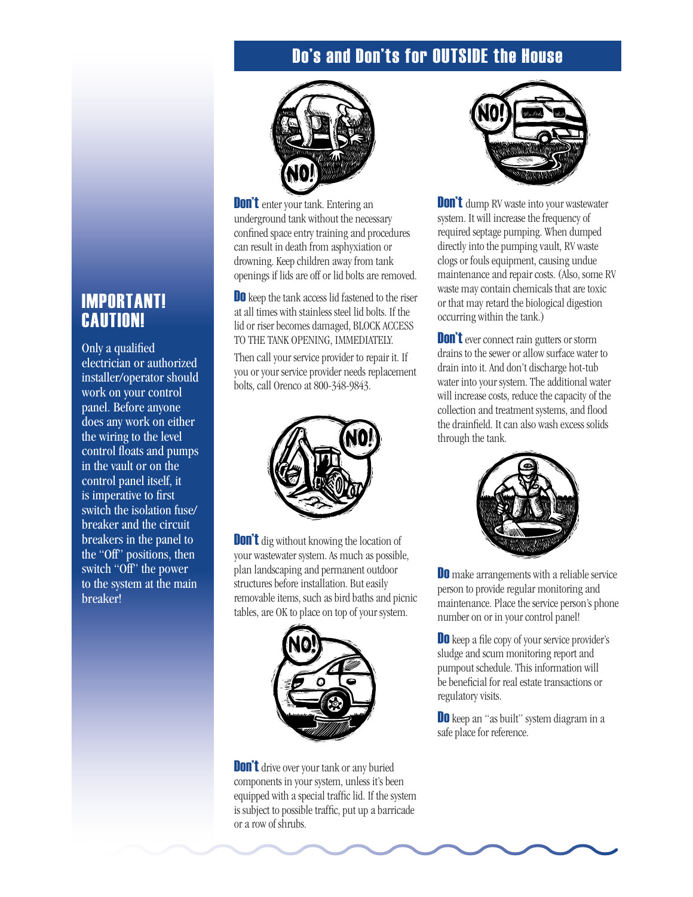## Do's and Don'ts for OUTSIDE the House

**Don't** enter your tank. Entering an underground tank without the necessary confined space entry training and procedures can result in death from asphyxiation or drowning. Keep children away from tank openings if lids are off or lid bolts are removed.

**Do** keep the tank access lid fastened to the riser at all times with stainless steel lid bolts. If the lid or riser becomes damaged, BLOCK ACCESS TO THE TANK OPENING, IMMEDIATELY.

Then call your service provider to repair it. If you or your service provider needs replacement bolts, call Orenco at 800-348-9843.

**Don't** dig without knowing the location of your wastewater system. As much as possible, plan landscaping and permanent outdoor structures before installation. But easily removable items, such as bird baths and picnic tables, are OK to place on top of your system.

**Don't** drive over your tank or any buried components in your system, unless it's been equipped with a special traffic lid. If the system is subject to possible traffic, put up a barricade or a row of shrubs.

**Don't** dump RV waste into your wastewater system. It will increase the frequency of required septage pumping. When dumped directly into the pumping vault, RV waste clogs or fouls equipment, causing undue maintenance and repair costs. (Also, some RV waste may contain chemicals that are toxic or that may retard the biological digestion occurring within the tank.)

**Don't** ever connect rain gutters or storm drains to the sewer or allow surface water to drain into it. And don't discharge hot-tub water into your system. The additional water will increase costs, reduce the capacity of the collection and treatment systems, and flood the drainfield. It can also wash excess solids through the tank.

**Do** make arrangements with a reliable service person to provide regular monitoring and maintenance. Place the service person's phone number on or in your control panel!

**Do** keep a file copy of your service provider's sludge and scum monitoring report and pumpout schedule. This information will be beneficial for real estate transactions or regulatory visits.

**Do** keep an "as built" system diagram in a safe place for reference.

### IMPORTANT! CAUTION!

Only a qualified electrician or authorized installer/operator should work on your control panel. Before anyone does any work on either the wiring to the level control floats and pumps in the vault or on the control panel itself, it is imperative to first switch the isolation fuse/breaker and the circuit breakers in the panel to the "Off" positions, then switch "Off" the power to the system at the main breaker!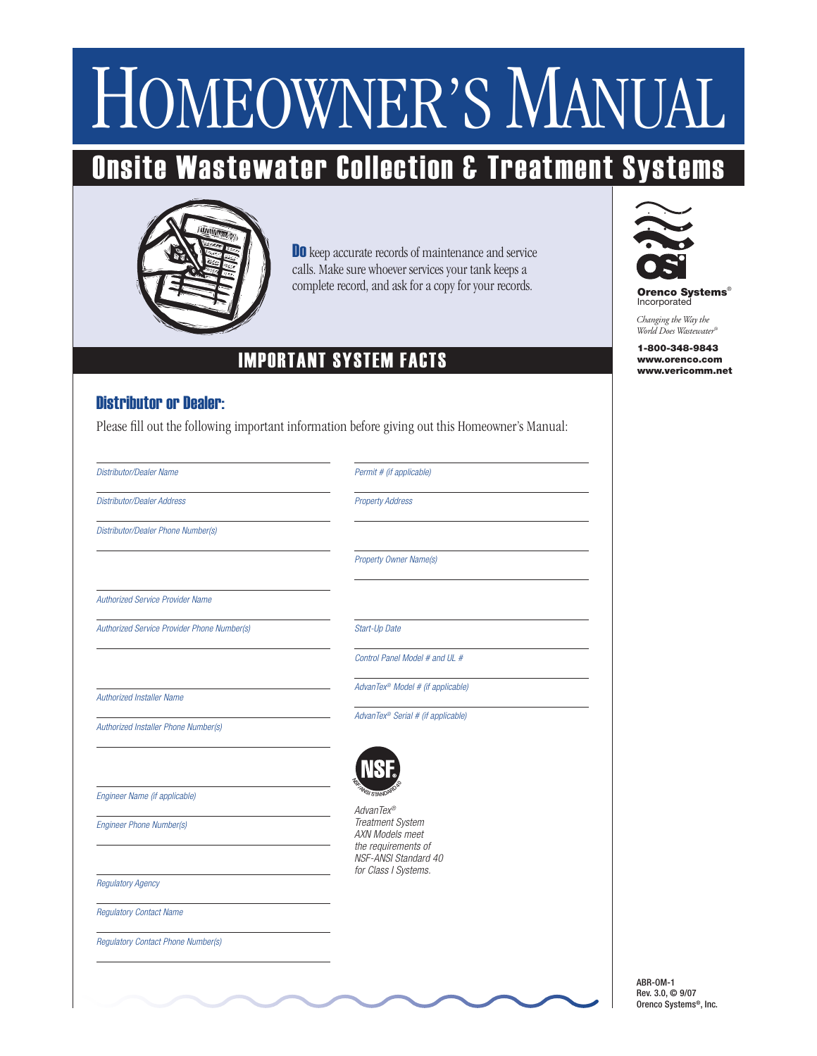# Homeowner's Manual

## Onsite Wastewater Collection & Treatment Systems

**Do** keep accurate records of maintenance and service calls. Make sure whoever services your tank keeps a complete record, and ask for a copy for your records.

**Orenco Systems®** Incorporated

*Changing the Way the World Does Wastewater®*

**1-800-348-9843**
**www.orenco.com**
**www.vericomm.net**

## IMPORTANT SYSTEM FACTS

### Distributor or Dealer:

Please fill out the following important information before giving out this Homeowner's Manual:

*Distributor/Dealer Name*

*Distributor/Dealer Address*

*Distributor/Dealer Phone Number(s)*

*Authorized Service Provider Name*

*Authorized Service Provider Phone Number(s)*

*Authorized Installer Name*

*Authorized Installer Phone Number(s)*

*Engineer Name (if applicable)*

*Engineer Phone Number(s)*

*Regulatory Agency*

*Regulatory Contact Name*

*Regulatory Contact Phone Number(s)*

*Permit # (if applicable)*

*Property Address*

*Property Owner Name(s)*

*Start-Up Date*

*Control Panel Model # and UL #*

*AdvanTex® Model # (if applicable)*

*AdvanTex® Serial # (if applicable)*

NSF/ANSI STANDARD 40

*AdvanTex® Treatment System AXN Models meet the requirements of NSF-ANSI Standard 40 for Class I Systems.*

ABR-OM-1
Rev. 3.0, © 9/07
Orenco Systems®, Inc.